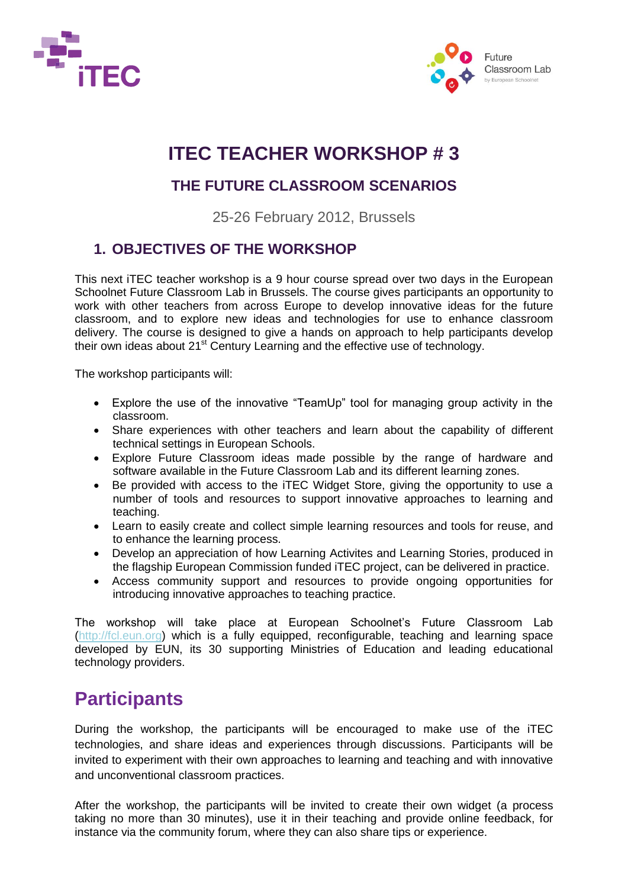# ITEC TEACHER WORKSHOP # 3

## THE FUTURE CLASSROOM SCENARIOS

25-26 February 2012, Brussels

## 1. OBJECTIVES OF THE WORKSHOP

This next iTEC teacher workshop is a 9 hour course spread over two days in the European Schoolnet Future Classroom Lab in Brussels. The course gives participants an opportunity to work with other teachers from across Europe to develop innovative ideas for the future classroom, and to explore new ideas and technologies for use to enhance classroom delivery. The course is designed to give a hands on approach to help participants develop their own ideas about 21st Century Learning and the effective use of technology.

The workshop participants will:

- Explore the use of the innovative "TeamUp" tool for managing group activity in the classroom.
- Share experiences with other teachers and learn about the capability of different technical settings in European Schools.
- Explore Future Classroom ideas made possible by the range of hardware and software available in the Future Classroom Lab and its different learning zones.
- Be provided with access to the iTEC Widget Store, giving the opportunity to use a number of tools and resources to support innovative approaches to learning and teaching.
- Learn to easily create and collect simple learning resources and tools for reuse, and to enhance the learning process.
- Develop an appreciation of how Learning Activites and Learning Stories, produced in the flagship European Commission funded iTEC project, can be delivered in practice.
- Access community support and resources to provide ongoing opportunities for introducing innovative approaches to teaching practice.

The workshop will take place at European Schoolnet's Future Classroom Lab (http://fcl.eun.org) which is a fully equipped, reconfigurable, teaching and learning space developed by EUN, its 30 supporting Ministries of Education and leading educational technology providers.

## Participants

During the workshop, the participants will be encouraged to make use of the iTEC technologies, and share ideas and experiences through discussions. Participants will be invited to experiment with their own approaches to learning and teaching and with innovative and unconventional classroom practices.

After the workshop, the participants will be invited to create their own widget (a process taking no more than 30 minutes), use it in their teaching and provide online feedback, for instance via the community forum, where they can also share tips or experience.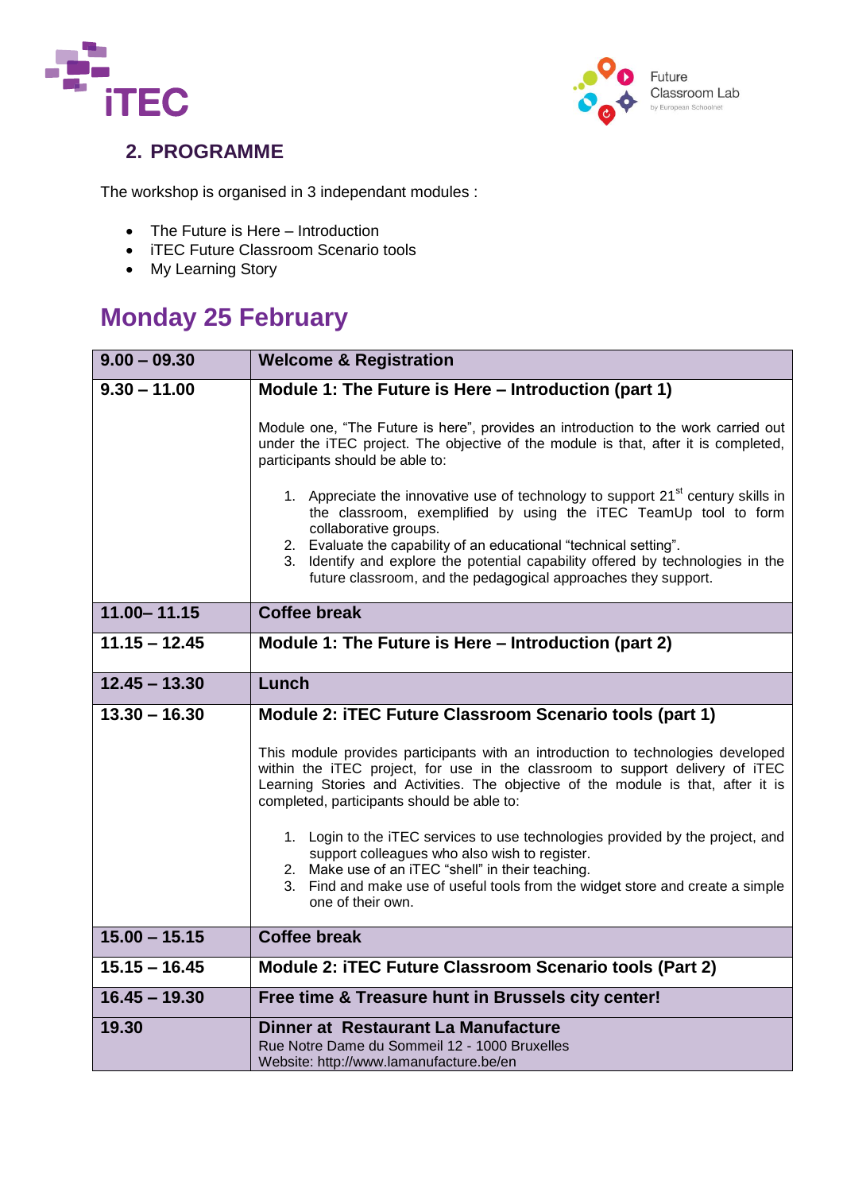## 2. PROGRAMME

The workshop is organised in 3 independant modules :

- The Future is Here – Introduction
- iTEC Future Classroom Scenario tools
- My Learning Story

# Monday 25 February

| 9.00 – 09.30 | **Welcome & Registration** |
|---|---|
| 9.30 – 11.00 | **Module 1: The Future is Here – Introduction (part 1)**<br><br>Module one, “The Future is here”, provides an introduction to the work carried out under the iTEC project. The objective of the module is that, after it is completed, participants should be able to:<br><br>1. Appreciate the innovative use of technology to support 21st century skills in the classroom, exemplified by using the iTEC TeamUp tool to form collaborative groups.<br>2. Evaluate the capability of an educational “technical setting”.<br>3. Identify and explore the potential capability offered by technologies in the future classroom, and the pedagogical approaches they support. |
| 11.00– 11.15 | **Coffee break** |
| 11.15 – 12.45 | **Module 1: The Future is Here – Introduction (part 2)** |
| 12.45 – 13.30 | **Lunch** |
| 13.30 – 16.30 | **Module 2: iTEC Future Classroom Scenario tools (part 1)**<br><br>This module provides participants with an introduction to technologies developed within the iTEC project, for use in the classroom to support delivery of iTEC Learning Stories and Activities. The objective of the module is that, after it is completed, participants should be able to:<br><br>1. Login to the iTEC services to use technologies provided by the project, and support colleagues who also wish to register.<br>2. Make use of an iTEC “shell” in their teaching.<br>3. Find and make use of useful tools from the widget store and create a simple one of their own. |
| 15.00 – 15.15 | **Coffee break** |
| 15.15 – 16.45 | **Module 2: iTEC Future Classroom Scenario tools (Part 2)** |
| 16.45 – 19.30 | **Free time & Treasure hunt in Brussels city center!** |
| 19.30 | **Dinner at Restaurant La Manufacture**<br>Rue Notre Dame du Sommeil 12 - 1000 Bruxelles<br>Website: http://www.lamanufacture.be/en |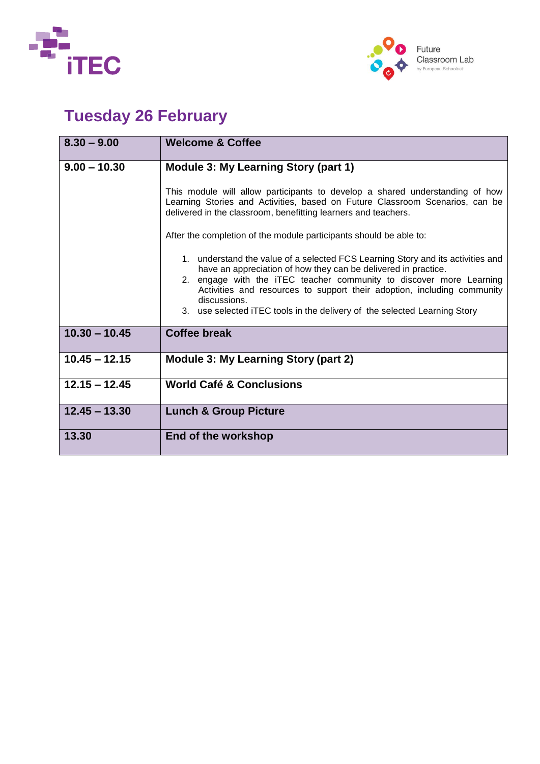## Tuesday 26 February

| **8.30 – 9.00** | **Welcome & Coffee** |
|---|---|
| **9.00 – 10.30** | **Module 3: My Learning Story (part 1)**<br><br>This module will allow participants to develop a shared understanding of how Learning Stories and Activities, based on Future Classroom Scenarios, can be delivered in the classroom, benefitting learners and teachers.<br><br>After the completion of the module participants should be able to:<br><br>1. understand the value of a selected FCS Learning Story and its activities and have an appreciation of how they can be delivered in practice.<br>2. engage with the iTEC teacher community to discover more Learning Activities and resources to support their adoption, including community discussions.<br>3. use selected iTEC tools in the delivery of the selected Learning Story |
| **10.30 – 10.45** | **Coffee break** |
| **10.45 – 12.15** | **Module 3: My Learning Story (part 2)** |
| **12.15 – 12.45** | **World Café & Conclusions** |
| **12.45 – 13.30** | **Lunch & Group Picture** |
| **13.30** | **End of the workshop** |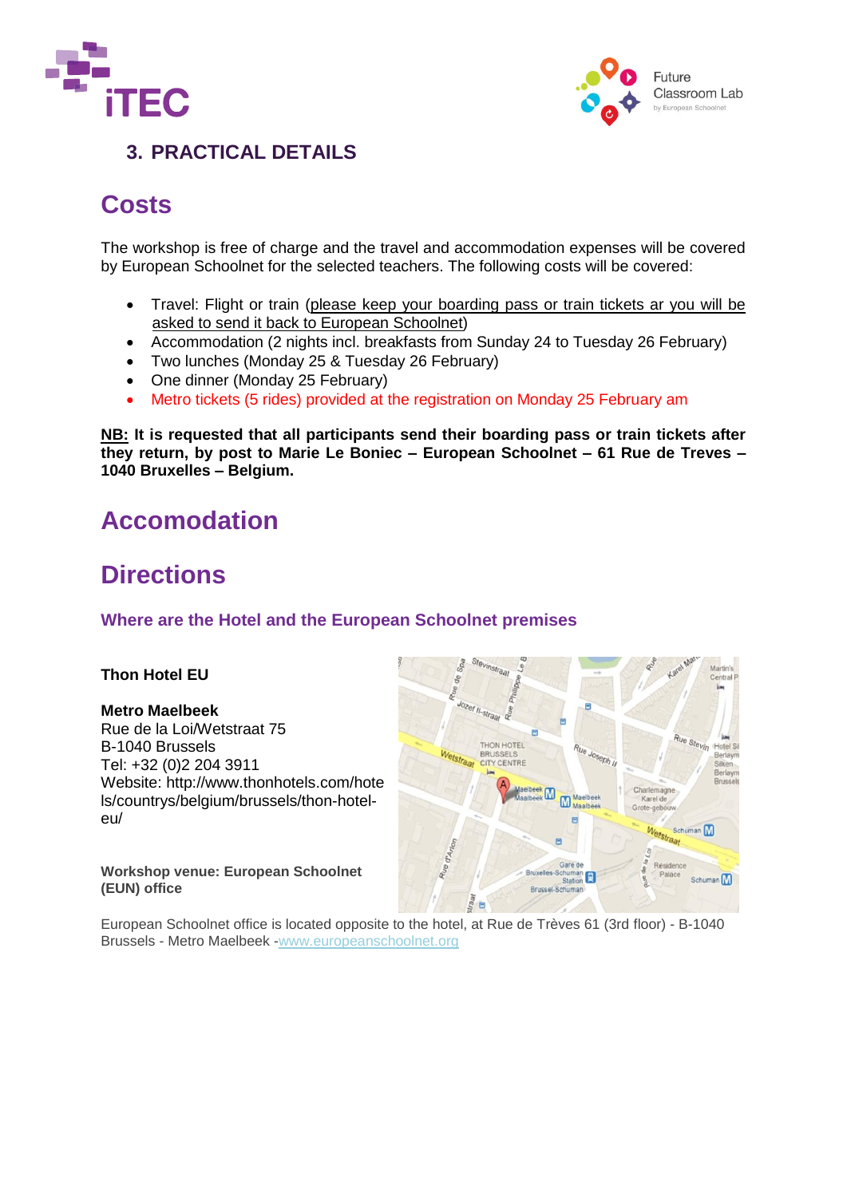## 3. PRACTICAL DETAILS

# Costs

The workshop is free of charge and the travel and accommodation expenses will be covered by European Schoolnet for the selected teachers. The following costs will be covered:

- Travel: Flight or train (please keep your boarding pass or train tickets ar you will be asked to send it back to European Schoolnet)
- Accommodation (2 nights incl. breakfasts from Sunday 24 to Tuesday 26 February)
- Two lunches (Monday 25 & Tuesday 26 February)
- One dinner (Monday 25 February)
- Metro tickets (5 rides) provided at the registration on Monday 25 February am

**NB: It is requested that all participants send their boarding pass or train tickets after they return, by post to Marie Le Boniec – European Schoolnet – 61 Rue de Treves – 1040 Bruxelles – Belgium.**

# Accomodation

# Directions

### Where are the Hotel and the European Schoolnet premises

**Thon Hotel EU**

**Metro Maelbeek**
Rue de la Loi/Wetstraat 75
B-1040 Brussels
Tel: +32 (0)2 204 3911
Website: http://www.thonhotels.com/hotels/countrys/belgium/brussels/thon-hotel-eu/

**Workshop venue: European Schoolnet (EUN) office**

European Schoolnet office is located opposite to the hotel, at Rue de Trèves 61 (3rd floor) - B-1040 Brussels - Metro Maelbeek -www.europeanschoolnet.org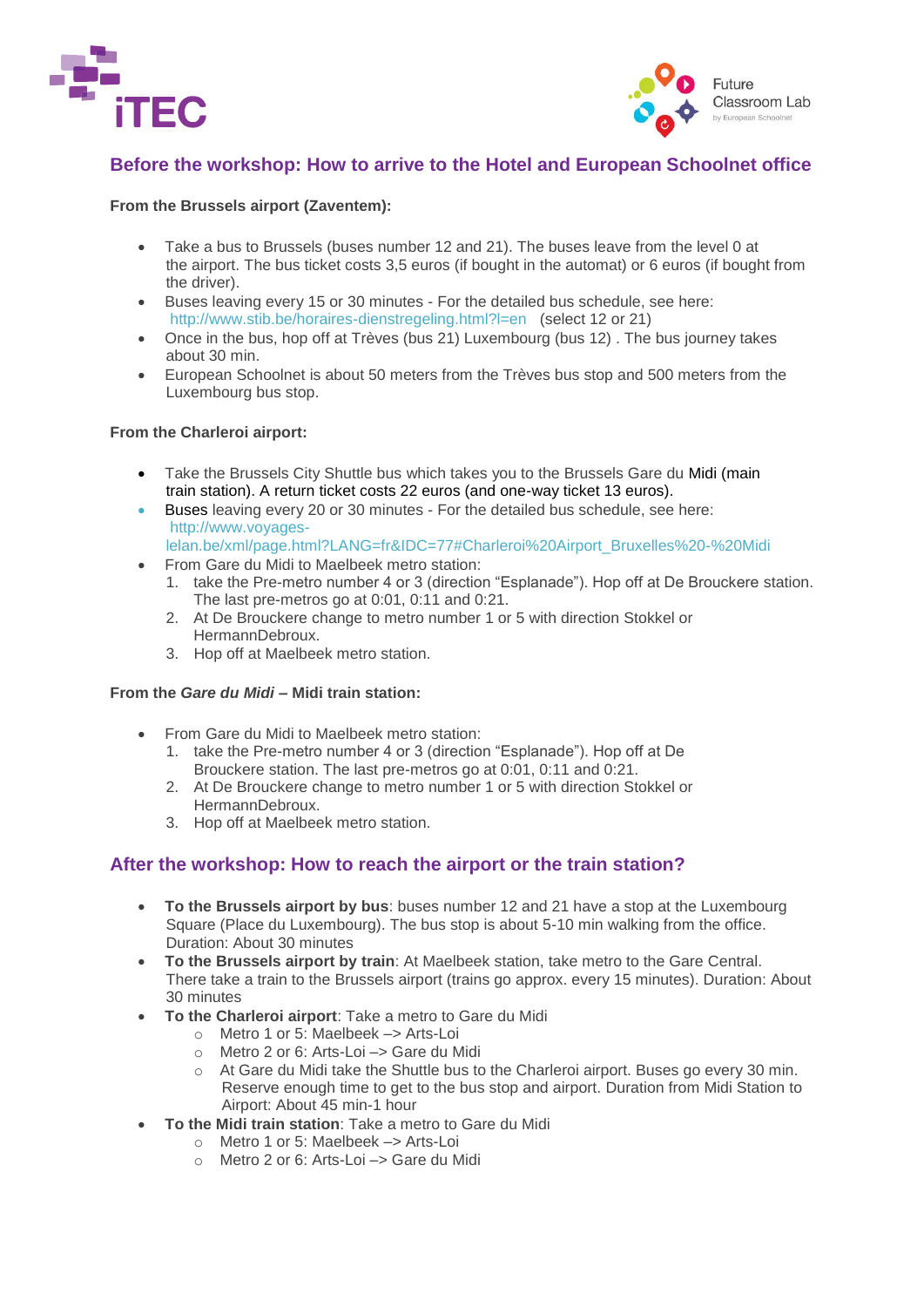## Before the workshop: How to arrive to the Hotel and European Schoolnet office

**From the Brussels airport (Zaventem):**

- Take a bus to Brussels (buses number 12 and 21). The buses leave from the level 0 at the airport. The bus ticket costs 3,5 euros (if bought in the automat) or 6 euros (if bought from the driver).
- Buses leaving every 15 or 30 minutes - For the detailed bus schedule, see here: http://www.stib.be/horaires-dienstregeling.html?l=en (select 12 or 21)
- Once in the bus, hop off at Trèves (bus 21) Luxembourg (bus 12) . The bus journey takes about 30 min.
- European Schoolnet is about 50 meters from the Trèves bus stop and 500 meters from the Luxembourg bus stop.

**From the Charleroi airport:**

- Take the Brussels City Shuttle bus which takes you to the Brussels Gare du Midi (main train station). A return ticket costs 22 euros (and one-way ticket 13 euros).
- Buses leaving every 20 or 30 minutes - For the detailed bus schedule, see here: http://www.voyages-lelan.be/xml/page.html?LANG=fr&IDC=77#Charleroi%20Airport_Bruxelles%20-%20Midi
- From Gare du Midi to Maelbeek metro station:
  1. take the Pre-metro number 4 or 3 (direction "Esplanade"). Hop off at De Brouckere station. The last pre-metros go at 0:01, 0:11 and 0:21.
  2. At De Brouckere change to metro number 1 or 5 with direction Stokkel or HermannDebroux.
  3. Hop off at Maelbeek metro station.

**From the *Gare du Midi* – Midi train station:**

- From Gare du Midi to Maelbeek metro station:
  1. take the Pre-metro number 4 or 3 (direction "Esplanade"). Hop off at De Brouckere station. The last pre-metros go at 0:01, 0:11 and 0:21.
  2. At De Brouckere change to metro number 1 or 5 with direction Stokkel or HermannDebroux.
  3. Hop off at Maelbeek metro station.

## After the workshop: How to reach the airport or the train station?

- **To the Brussels airport by bus**: buses number 12 and 21 have a stop at the Luxembourg Square (Place du Luxembourg). The bus stop is about 5-10 min walking from the office. Duration: About 30 minutes
- **To the Brussels airport by train**: At Maelbeek station, take metro to the Gare Central. There take a train to the Brussels airport (trains go approx. every 15 minutes). Duration: About 30 minutes
- **To the Charleroi airport**: Take a metro to Gare du Midi
  - Metro 1 or 5: Maelbeek –> Arts-Loi
  - Metro 2 or 6: Arts-Loi –> Gare du Midi
  - At Gare du Midi take the Shuttle bus to the Charleroi airport. Buses go every 30 min. Reserve enough time to get to the bus stop and airport. Duration from Midi Station to Airport: About 45 min-1 hour
- **To the Midi train station**: Take a metro to Gare du Midi
  - Metro 1 or 5: Maelbeek –> Arts-Loi
  - Metro 2 or 6: Arts-Loi –> Gare du Midi